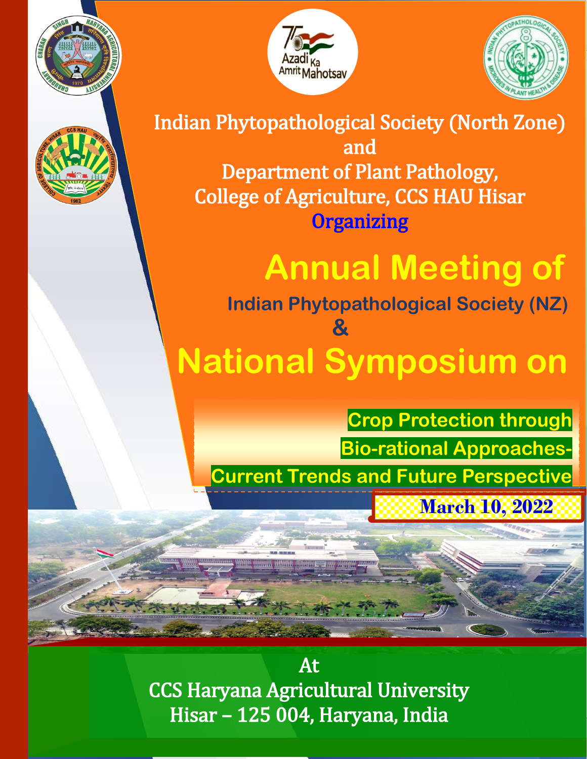Indian Phytopathological Society (North Zone)

and

Department of Plant Pathology,

College of Agriculture, CCS HAU Hisar

Organizing

# Annual Meeting of

## Indian Phytopathological Society (NZ)

&

# National Symposium on

## Crop Protection through Bio-rational Approaches- Current Trends and Future Perspective

**March 10, 2022**

At

CCS Haryana Agricultural University

Hisar – 125 004, Haryana, India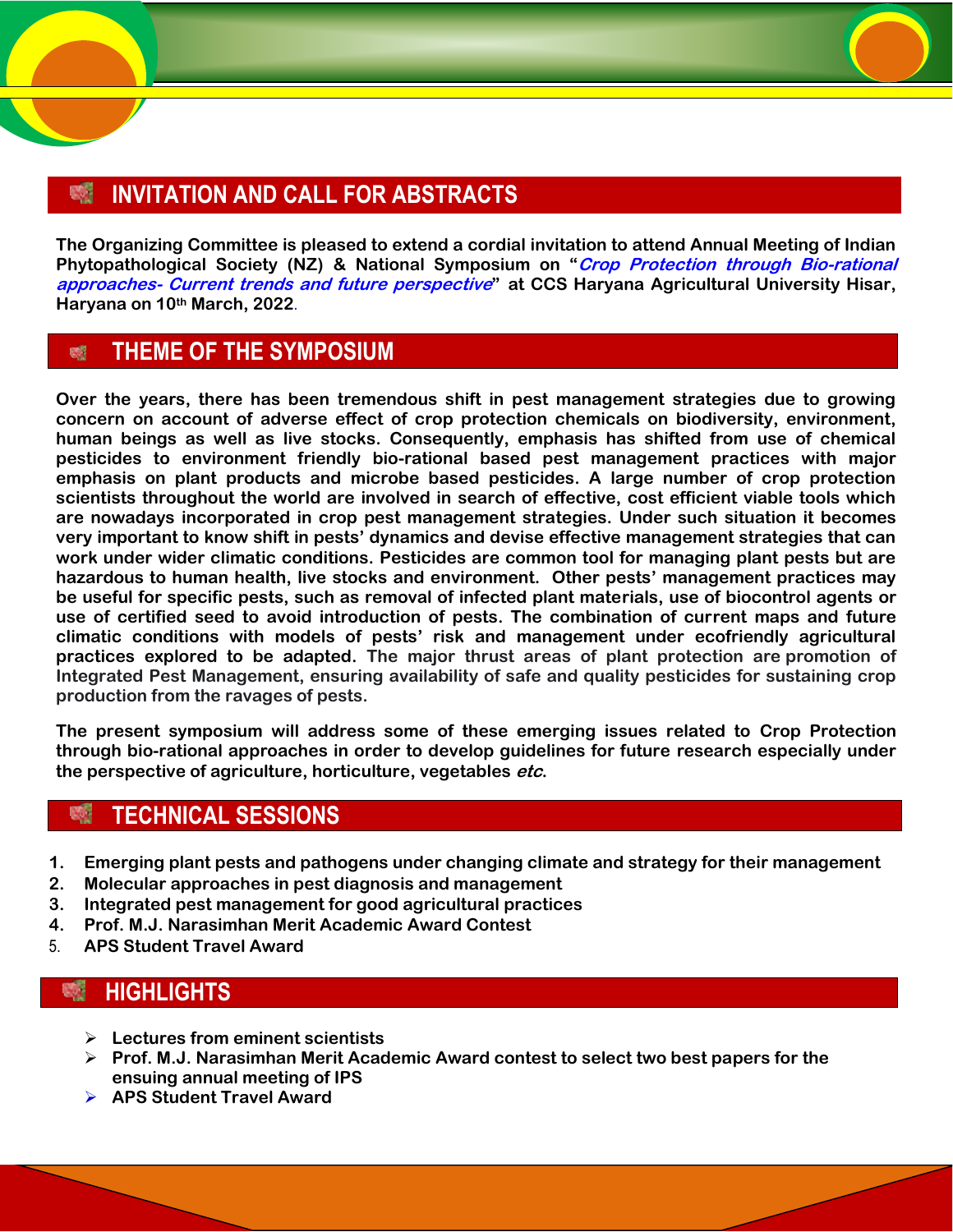## INVITATION AND CALL FOR ABSTRACTS

**The Organizing Committee is pleased to extend a cordial invitation to attend Annual Meeting of Indian Phytopathological Society (NZ) & National Symposium on "*Crop Protection through Bio-rational approaches- Current trends and future perspective*" at CCS Haryana Agricultural University Hisar, Haryana on 10th March, 2022.**

## THEME OF THE SYMPOSIUM

**Over the years, there has been tremendous shift in pest management strategies due to growing concern on account of adverse effect of crop protection chemicals on biodiversity, environment, human beings as well as live stocks. Consequently, emphasis has shifted from use of chemical pesticides to environment friendly bio-rational based pest management practices with major emphasis on plant products and microbe based pesticides. A large number of crop protection scientists throughout the world are involved in search of effective, cost efficient viable tools which are nowadays incorporated in crop pest management strategies. Under such situation it becomes very important to know shift in pests' dynamics and devise effective management strategies that can work under wider climatic conditions. Pesticides are common tool for managing plant pests but are hazardous to human health, live stocks and environment. Other pests' management practices may be useful for specific pests, such as removal of infected plant materials, use of biocontrol agents or use of certified seed to avoid introduction of pests. The combination of current maps and future climatic conditions with models of pests' risk and management under ecofriendly agricultural practices explored to be adapted. The major thrust areas of plant protection are promotion of Integrated Pest Management, ensuring availability of safe and quality pesticides for sustaining crop production from the ravages of pests.**

**The present symposium will address some of these emerging issues related to Crop Protection through bio-rational approaches in order to develop guidelines for future research especially under the perspective of agriculture, horticulture, vegetables *etc*.**

## TECHNICAL SESSIONS

1. **Emerging plant pests and pathogens under changing climate and strategy for their management**
2. **Molecular approaches in pest diagnosis and management**
3. **Integrated pest management for good agricultural practices**
4. **Prof. M.J. Narasimhan Merit Academic Award Contest**
5. **APS Student Travel Award**

## HIGHLIGHTS

- **Lectures from eminent scientists**
- **Prof. M.J. Narasimhan Merit Academic Award contest to select two best papers for the ensuing annual meeting of IPS**
- **APS Student Travel Award**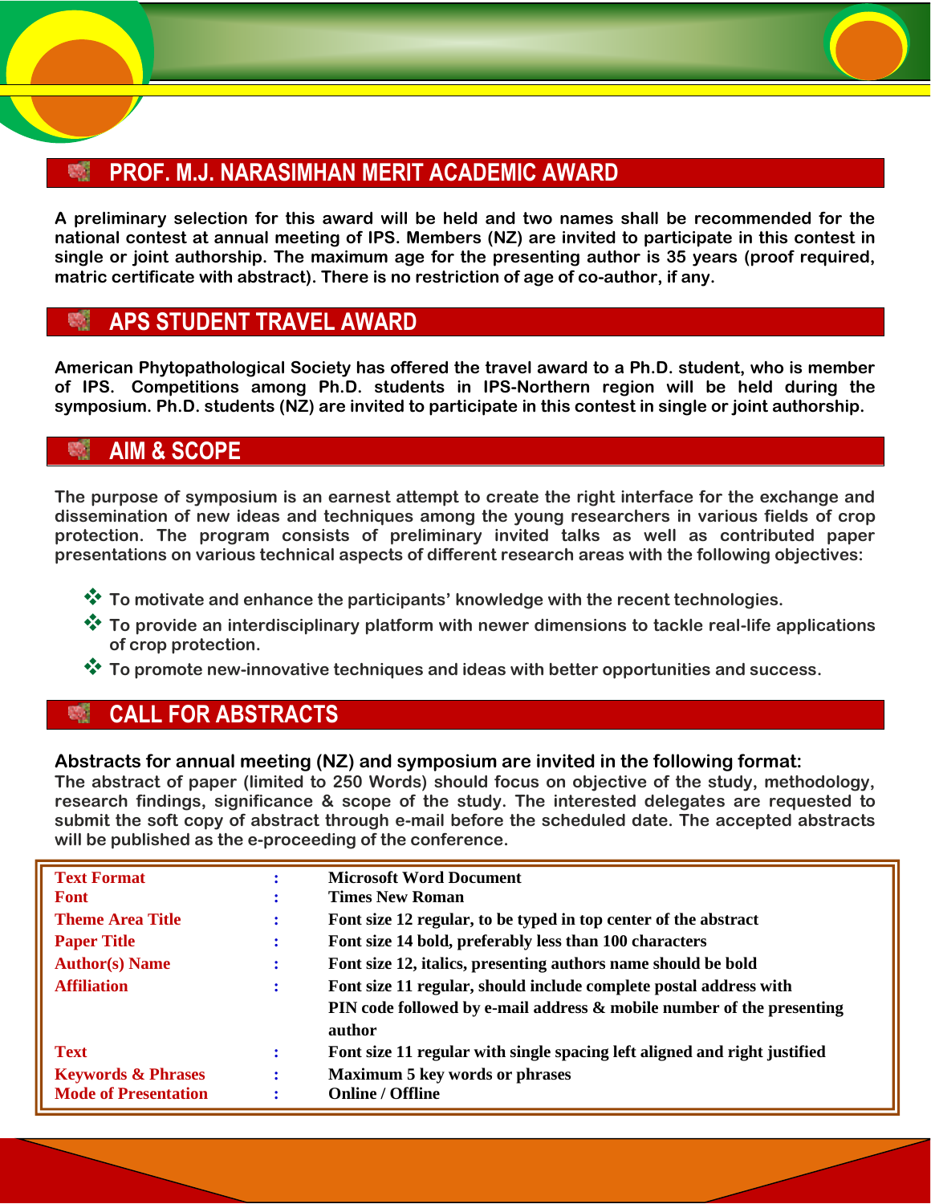## PROF. M.J. NARASIMHAN MERIT ACADEMIC AWARD

**A preliminary selection for this award will be held and two names shall be recommended for the national contest at annual meeting of IPS. Members (NZ) are invited to participate in this contest in single or joint authorship. The maximum age for the presenting author is 35 years (proof required, matric certificate with abstract). There is no restriction of age of co-author, if any.**

## APS STUDENT TRAVEL AWARD

**American Phytopathological Society has offered the travel award to a Ph.D. student, who is member of IPS. Competitions among Ph.D. students in IPS-Northern region will be held during the symposium. Ph.D. students (NZ) are invited to participate in this contest in single or joint authorship.**

## AIM & SCOPE

**The purpose of symposium is an earnest attempt to create the right interface for the exchange and dissemination of new ideas and techniques among the young researchers in various fields of crop protection. The program consists of preliminary invited talks as well as contributed paper presentations on various technical aspects of different research areas with the following objectives:**

- **To motivate and enhance the participants' knowledge with the recent technologies.**
- **To provide an interdisciplinary platform with newer dimensions to tackle real-life applications of crop protection.**
- **To promote new-innovative techniques and ideas with better opportunities and success.**

## CALL FOR ABSTRACTS

**Abstracts for annual meeting (NZ) and symposium are invited in the following format:**

**The abstract of paper (limited to 250 Words) should focus on objective of the study, methodology, research findings, significance & scope of the study. The interested delegates are requested to submit the soft copy of abstract through e-mail before the scheduled date. The accepted abstracts will be published as the e-proceeding of the conference.**

| | | |
|---|---|---|
| **Text Format** | : | **Microsoft Word Document** |
| **Font** | : | **Times New Roman** |
| **Theme Area Title** | : | **Font size 12 regular, to be typed in top center of the abstract** |
| **Paper Title** | : | **Font size 14 bold, preferably less than 100 characters** |
| **Author(s) Name** | : | **Font size 12, italics, presenting authors name should be bold** |
| **Affiliation** | : | **Font size 11 regular, should include complete postal address with PIN code followed by e-mail address & mobile number of the presenting author** |
| **Text** | : | **Font size 11 regular with single spacing left aligned and right justified** |
| **Keywords & Phrases** | : | **Maximum 5 key words or phrases** |
| **Mode of Presentation** | : | **Online / Offline** |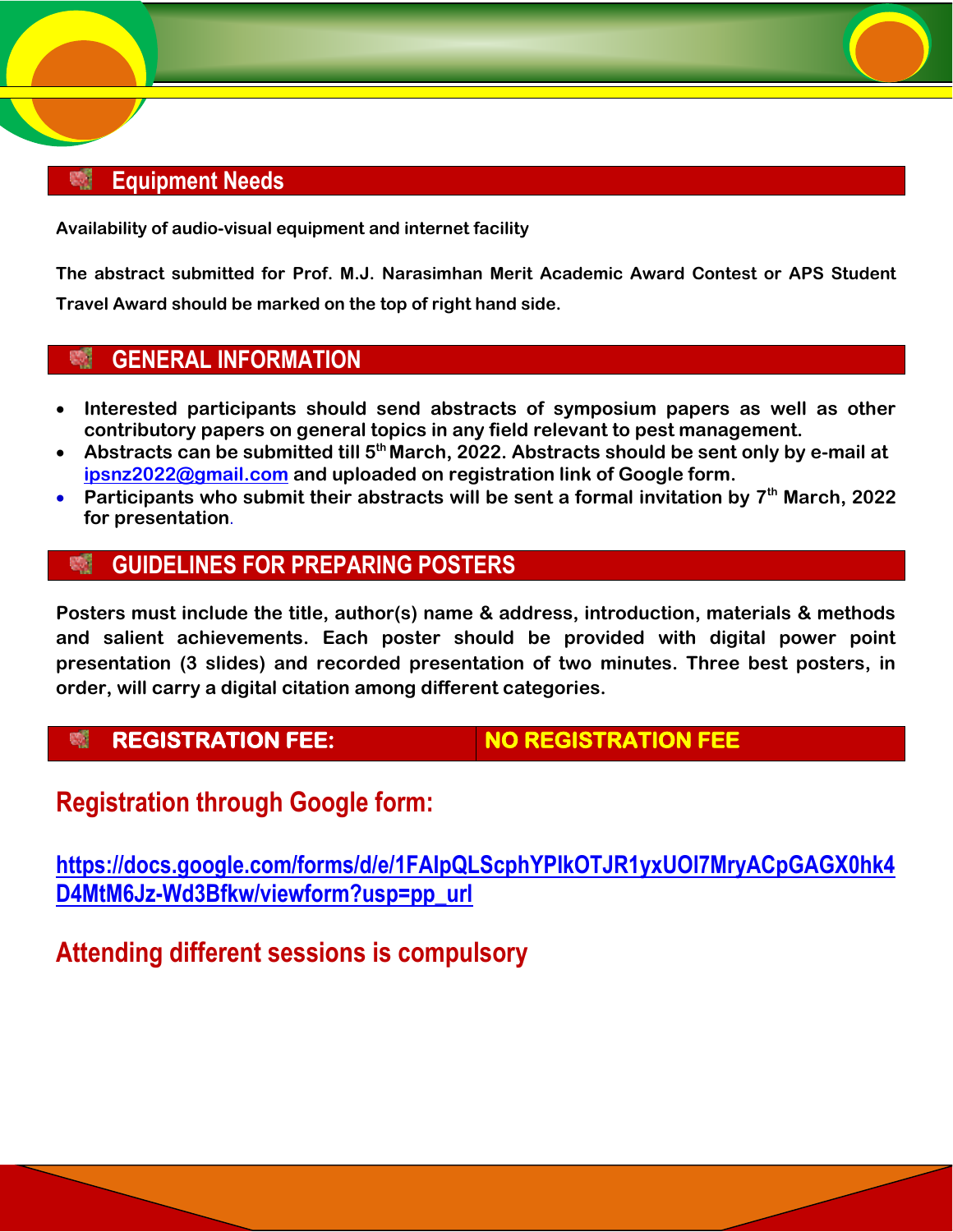## Equipment Needs

**Availability of audio-visual equipment and internet facility**

**The abstract submitted for Prof. M.J. Narasimhan Merit Academic Award Contest or APS Student Travel Award should be marked on the top of right hand side.**

## GENERAL INFORMATION

- **Interested participants should send abstracts of symposium papers as well as other contributory papers on general topics in any field relevant to pest management.**
- **Abstracts can be submitted till 5th March, 2022. Abstracts should be sent only by e-mail at [ipsnz2022@gmail.com](mailto:ipsnz2022@gmail.com) and uploaded on registration link of Google form.**
- **Participants who submit their abstracts will be sent a formal invitation by 7th March, 2022 for presentation.**

## GUIDELINES FOR PREPARING POSTERS

**Posters must include the title, author(s) name & address, introduction, materials & methods and salient achievements. Each poster should be provided with digital power point presentation (3 slides) and recorded presentation of two minutes. Three best posters, in order, will carry a digital citation among different categories.**

## REGISTRATION FEE: NO REGISTRATION FEE

## Registration through Google form:

**[https://docs.google.com/forms/d/e/1FAIpQLScphYPlkOTJR1yxUOl7MryACpGAGX0hk4D4MtM6Jz-Wd3Bfkw/viewform?usp=pp_url](https://docs.google.com/forms/d/e/1FAIpQLScphYPlkOTJR1yxUOl7MryACpGAGX0hk4D4MtM6Jz-Wd3Bfkw/viewform?usp=pp_url)**

## Attending different sessions is compulsory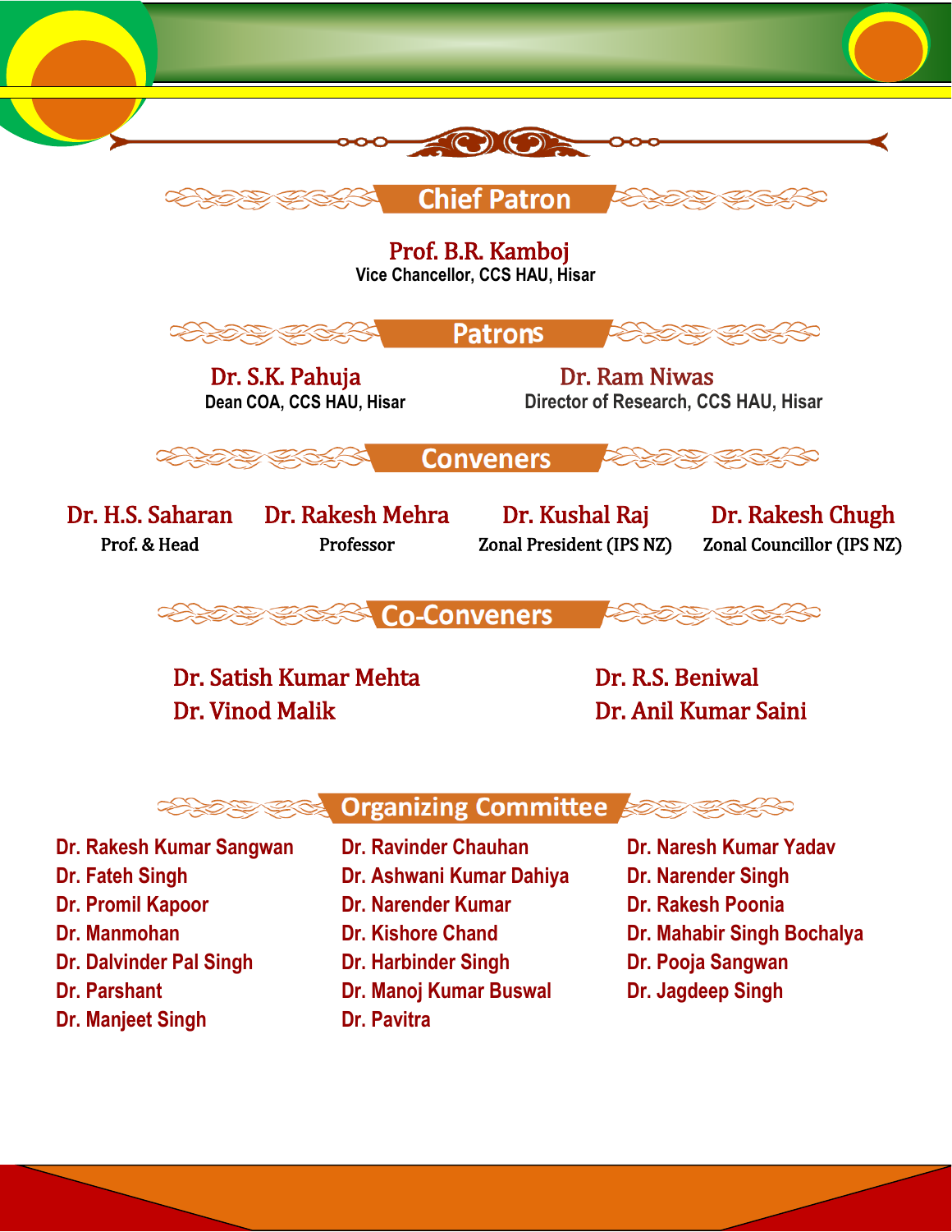## Chief Patron

**Prof. B.R. Kamboj**
Vice Chancellor, CCS HAU, Hisar

## Patrons

**Dr. S.K. Pahuja**
Dean COA, CCS HAU, Hisar

**Dr. Ram Niwas**
Director of Research, CCS HAU, Hisar

## Conveners

**Dr. H.S. Saharan**
Prof. & Head

**Dr. Rakesh Mehra**
Professor

**Dr. Kushal Raj**
Zonal President (IPS NZ)

**Dr. Rakesh Chugh**
Zonal Councillor (IPS NZ)

## Co-Conveners

- Dr. Satish Kumar Mehta
- Dr. Vinod Malik
- Dr. R.S. Beniwal
- Dr. Anil Kumar Saini

## Organizing Committee

- Dr. Rakesh Kumar Sangwan
- Dr. Fateh Singh
- Dr. Promil Kapoor
- Dr. Manmohan
- Dr. Dalvinder Pal Singh
- Dr. Parshant
- Dr. Manjeet Singh
- Dr. Ravinder Chauhan
- Dr. Ashwani Kumar Dahiya
- Dr. Narender Kumar
- Dr. Kishore Chand
- Dr. Harbinder Singh
- Dr. Manoj Kumar Buswal
- Dr. Pavitra
- Dr. Naresh Kumar Yadav
- Dr. Narender Singh
- Dr. Rakesh Poonia
- Dr. Mahabir Singh Bochalya
- Dr. Pooja Sangwan
- Dr. Jagdeep Singh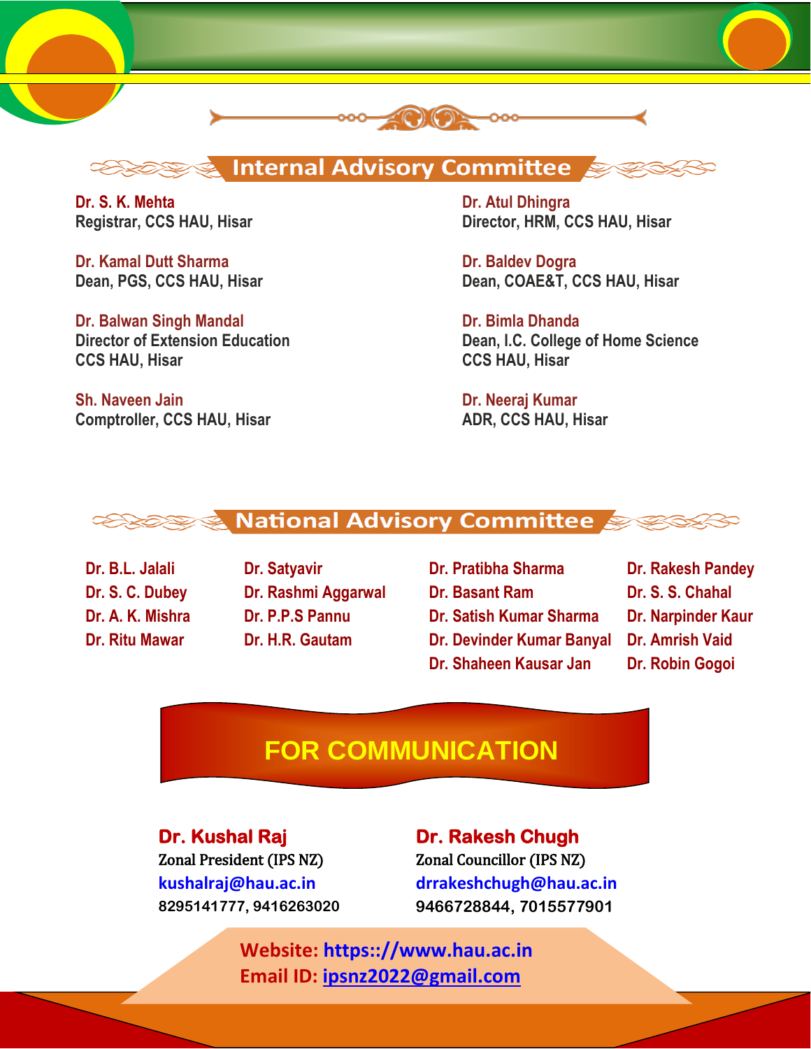## Internal Advisory Committee

**Dr. S. K. Mehta**
Registrar, CCS HAU, Hisar

**Dr. Kamal Dutt Sharma**
Dean, PGS, CCS HAU, Hisar

**Dr. Balwan Singh Mandal**
Director of Extension Education
CCS HAU, Hisar

**Sh. Naveen Jain**
Comptroller, CCS HAU, Hisar

**Dr. Atul Dhingra**
Director, HRM, CCS HAU, Hisar

**Dr. Baldev Dogra**
Dean, COAE&T, CCS HAU, Hisar

**Dr. Bimla Dhanda**
Dean, I.C. College of Home Science
CCS HAU, Hisar

**Dr. Neeraj Kumar**
ADR, CCS HAU, Hisar

## National Advisory Committee

- Dr. B.L. Jalali
- Dr. S. C. Dubey
- Dr. A. K. Mishra
- Dr. Ritu Mawar
- Dr. Satyavir
- Dr. Rashmi Aggarwal
- Dr. P.P.S Pannu
- Dr. H.R. Gautam
- Dr. Pratibha Sharma
- Dr. Basant Ram
- Dr. Satish Kumar Sharma
- Dr. Devinder Kumar Banyal
- Dr. Shaheen Kausar Jan
- Dr. Rakesh Pandey
- Dr. S. S. Chahal
- Dr. Narpinder Kaur
- Dr. Amrish Vaid
- Dr. Robin Gogoi

## FOR COMMUNICATION

**Dr. Kushal Raj**
Zonal President (IPS NZ)
kushalraj@hau.ac.in
8295141777, 9416263020

**Dr. Rakesh Chugh**
Zonal Councillor (IPS NZ)
drrakeshchugh@hau.ac.in
9466728844, 7015577901

**Website:** https:://www.hau.ac.in
**Email ID:** ipsnz2022@gmail.com